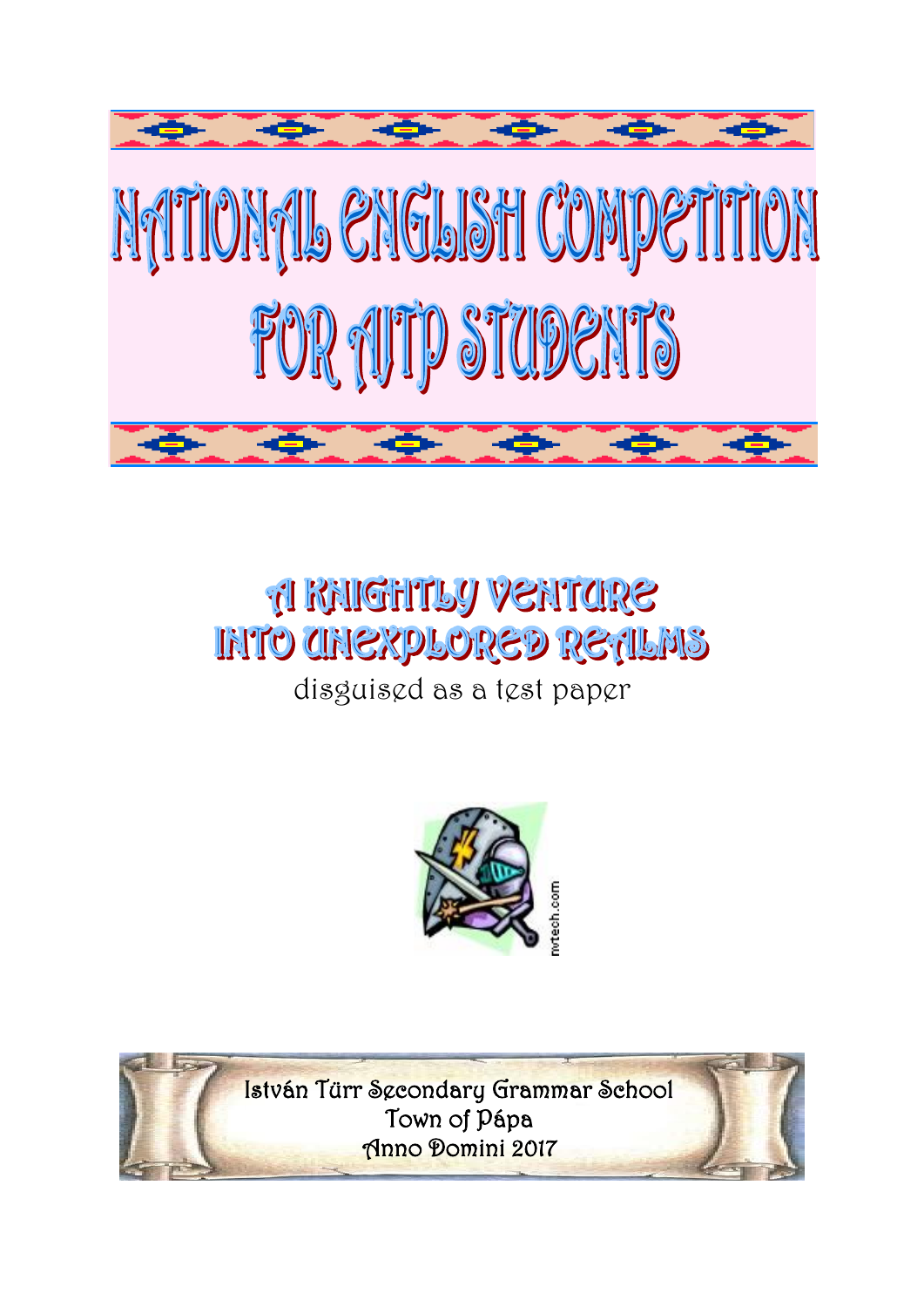# NATIONAL ENGLISH COMPETITION FOR AJTP STUDENTS

## A KNIGHTLY VENTURE INTO UNEXPLORED REALMS

disguised as a test paper

István Türr Secondary Grammar School
Town of Pápa
Anno Domini 2017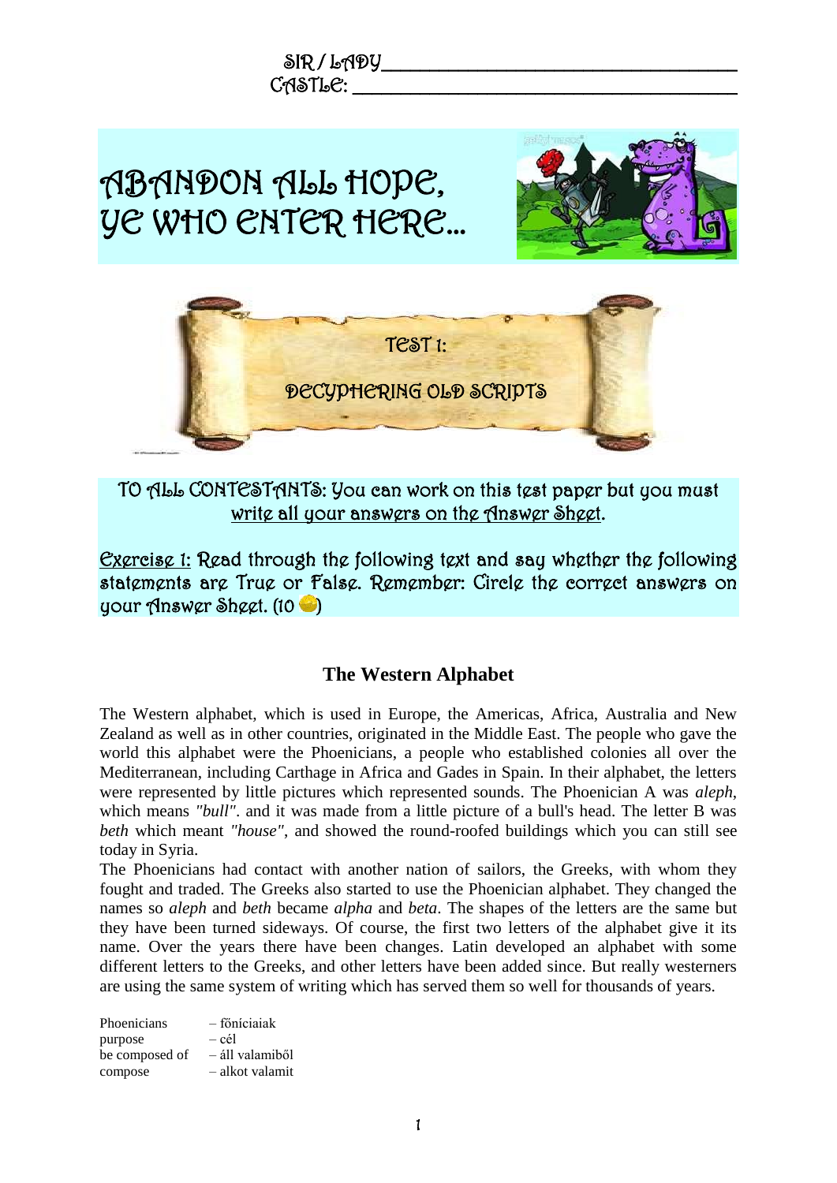SIR / LADY \_\_\_\_\_\_\_\_\_\_\_\_\_\_\_\_\_\_\_\_\_\_\_\_\_\_\_\_\_\_\_\_\_\_\_\_\_\_\_\_

CASTLE: \_\_\_\_\_\_\_\_\_\_\_\_\_\_\_\_\_\_\_\_\_\_\_\_\_\_\_\_\_\_\_\_\_\_\_\_\_\_\_\_

# ABANDON ALL HOPE, YE WHO ENTER HERE...

## TEST 1:

## DECYPHERING OLD SCRIPTS

TO ALL CONTESTANTS: You can work on this test paper but you must <u>write all your answers on the Answer Sheet</u>.

<u>Exercise 1:</u> Read through the following text and say whether the following statements are True or False. Remember: Circle the correct answers on your Answer Sheet. (10 )

### The Western Alphabet

The Western alphabet, which is used in Europe, the Americas, Africa, Australia and New Zealand as well as in other countries, originated in the Middle East. The people who gave the world this alphabet were the Phoenicians, a people who established colonies all over the Mediterranean, including Carthage in Africa and Gades in Spain. In their alphabet, the letters were represented by little pictures which represented sounds. The Phoenician A was *aleph*, which means *"bull"*. and it was made from a little picture of a bull's head. The letter B was *beth* which meant *"house"*, and showed the round-roofed buildings which you can still see today in Syria.

The Phoenicians had contact with another nation of sailors, the Greeks, with whom they fought and traded. The Greeks also started to use the Phoenician alphabet. They changed the names so *aleph* and *beth* became *alpha* and *beta*. The shapes of the letters are the same but they have been turned sideways. Of course, the first two letters of the alphabet give it its name. Over the years there have been changes. Latin developed an alphabet with some different letters to the Greeks, and other letters have been added since. But really westerners are using the same system of writing which has served them so well for thousands of years.

| | |
|---|---|
| Phoenicians | – föníciaiak |
| purpose | – cél |
| be composed of | – áll valamiből |
| compose | – alkot valamit |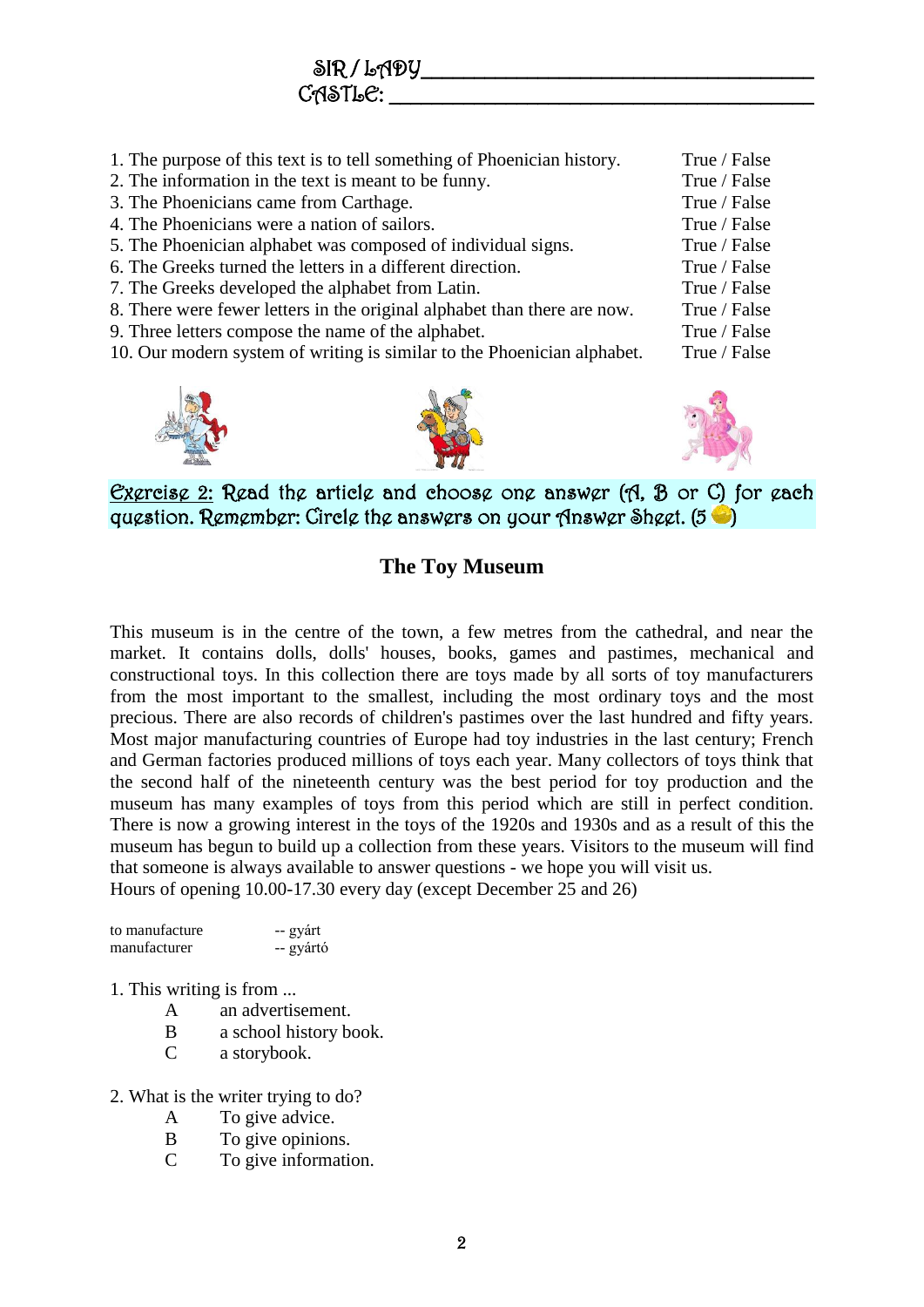SIR / LADY_________________________________

CASTLE: ___________________________________

1. The purpose of this text is to tell something of Phoenician history. True / False
2. The information in the text is meant to be funny. True / False
3. The Phoenicians came from Carthage. True / False
4. The Phoenicians were a nation of sailors. True / False
5. The Phoenician alphabet was composed of individual signs. True / False
6. The Greeks turned the letters in a different direction. True / False
7. The Greeks developed the alphabet from Latin. True / False
8. There were fewer letters in the original alphabet than there are now. True / False
9. Three letters compose the name of the alphabet. True / False
10. Our modern system of writing is similar to the Phoenician alphabet. True / False

Exercise 2: Read the article and choose one answer (A, B or C) for each question. Remember: Circle the answers on your Answer Sheet. (5 )

## The Toy Museum

This museum is in the centre of the town, a few metres from the cathedral, and near the market. It contains dolls, dolls' houses, books, games and pastimes, mechanical and constructional toys. In this collection there are toys made by all sorts of toy manufacturers from the most important to the smallest, including the most ordinary toys and the most precious. There are also records of children's pastimes over the last hundred and fifty years. Most major manufacturing countries of Europe had toy industries in the last century; French and German factories produced millions of toys each year. Many collectors of toys think that the second half of the nineteenth century was the best period for toy production and the museum has many examples of toys from this period which are still in perfect condition. There is now a growing interest in the toys of the 1920s and 1930s and as a result of this the museum has begun to build up a collection from these years. Visitors to the museum will find that someone is always available to answer questions - we hope you will visit us.
Hours of opening 10.00-17.30 every day (except December 25 and 26)

| | |
|---|---|
| to manufacture | -- gyárt |
| manufacturer | -- gyártó |

1. This writing is from ...
   - A an advertisement.
   - B a school history book.
   - C a storybook.

2. What is the writer trying to do?
   - A To give advice.
   - B To give opinions.
   - C To give information.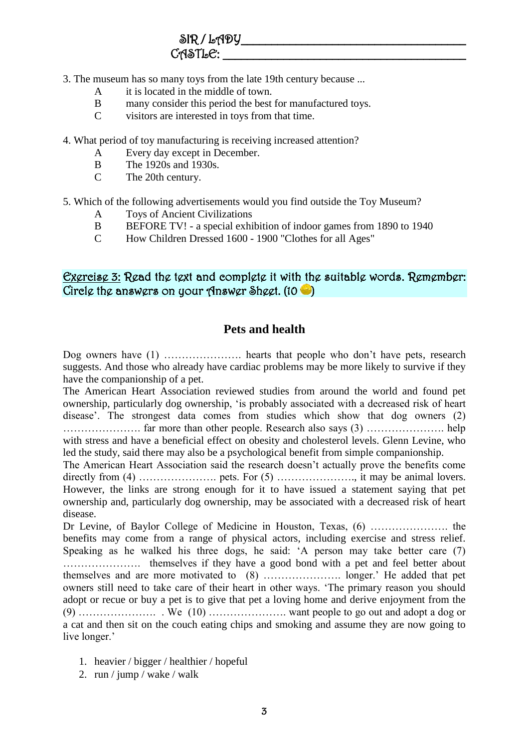SIR / LADY\_\_\_\_\_\_\_\_\_\_\_\_\_\_\_\_\_\_\_\_\_\_\_\_\_\_\_\_\_\_\_\_\_\_\_\_

CASTLE: \_\_\_\_\_\_\_\_\_\_\_\_\_\_\_\_\_\_\_\_\_\_\_\_\_\_\_\_\_\_\_\_\_\_\_\_

3. The museum has so many toys from the late 19th century because ...
   - A it is located in the middle of town.
   - B many consider this period the best for manufactured toys.
   - C visitors are interested in toys from that time.

4. What period of toy manufacturing is receiving increased attention?
   - A Every day except in December.
   - B The 1920s and 1930s.
   - C The 20th century.

5. Which of the following advertisements would you find outside the Toy Museum?
   - A Toys of Ancient Civilizations
   - B BEFORE TV! - a special exhibition of indoor games from 1890 to 1940
   - C How Children Dressed 1600 - 1900 "Clothes for all Ages"

**Exercise 3: Read the text and complete it with the suitable words. Remember: Circle the answers on your Answer Sheet. (10 )**

## Pets and health

Dog owners have (1) …………………. hearts that people who don't have pets, research suggests. And those who already have cardiac problems may be more likely to survive if they have the companionship of a pet.

The American Heart Association reviewed studies from around the world and found pet ownership, particularly dog ownership, 'is probably associated with a decreased risk of heart disease'. The strongest data comes from studies which show that dog owners (2) …………………. far more than other people. Research also says (3) …………………. help with stress and have a beneficial effect on obesity and cholesterol levels. Glenn Levine, who led the study, said there may also be a psychological benefit from simple companionship.

The American Heart Association said the research doesn't actually prove the benefits come directly from (4) …………………. pets. For (5) …………………., it may be animal lovers. However, the links are strong enough for it to have issued a statement saying that pet ownership and, particularly dog ownership, may be associated with a decreased risk of heart disease.

Dr Levine, of Baylor College of Medicine in Houston, Texas, (6) …………………. the benefits may come from a range of physical actors, including exercise and stress relief. Speaking as he walked his three dogs, he said: 'A person may take better care (7) …………………. themselves if they have a good bond with a pet and feel better about themselves and are more motivated to (8) …………………. longer.' He added that pet owners still need to take care of their heart in other ways. 'The primary reason you should adopt or recue or buy a pet is to give that pet a loving home and derive enjoyment from the (9) …………………. . We (10) …………………. want people to go out and adopt a dog or a cat and then sit on the couch eating chips and smoking and assume they are now going to live longer.'

1. heavier / bigger / healthier / hopeful
2. run / jump / wake / walk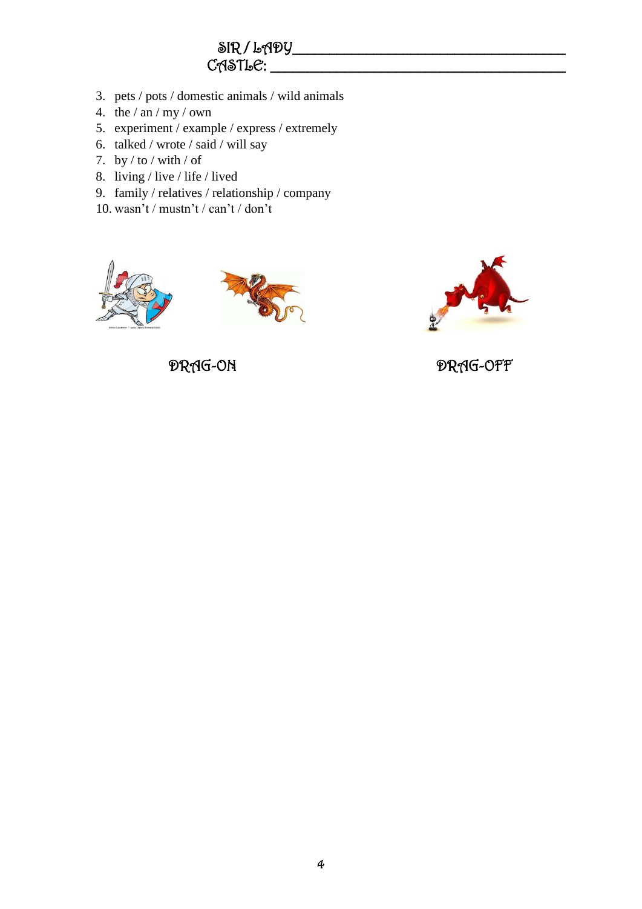SIR / LADY_______________________________________

CASTLE: _________________________________________

3. pets / pots / domestic animals / wild animals
4. the / an / my / own
5. experiment / example / express / extremely
6. talked / wrote / said / will say
7. by / to / with / of
8. living / live / life / lived
9. family / relatives / relationship / company
10. wasn't / mustn't / can't / don't

DRAG-ON

DRAG-OFF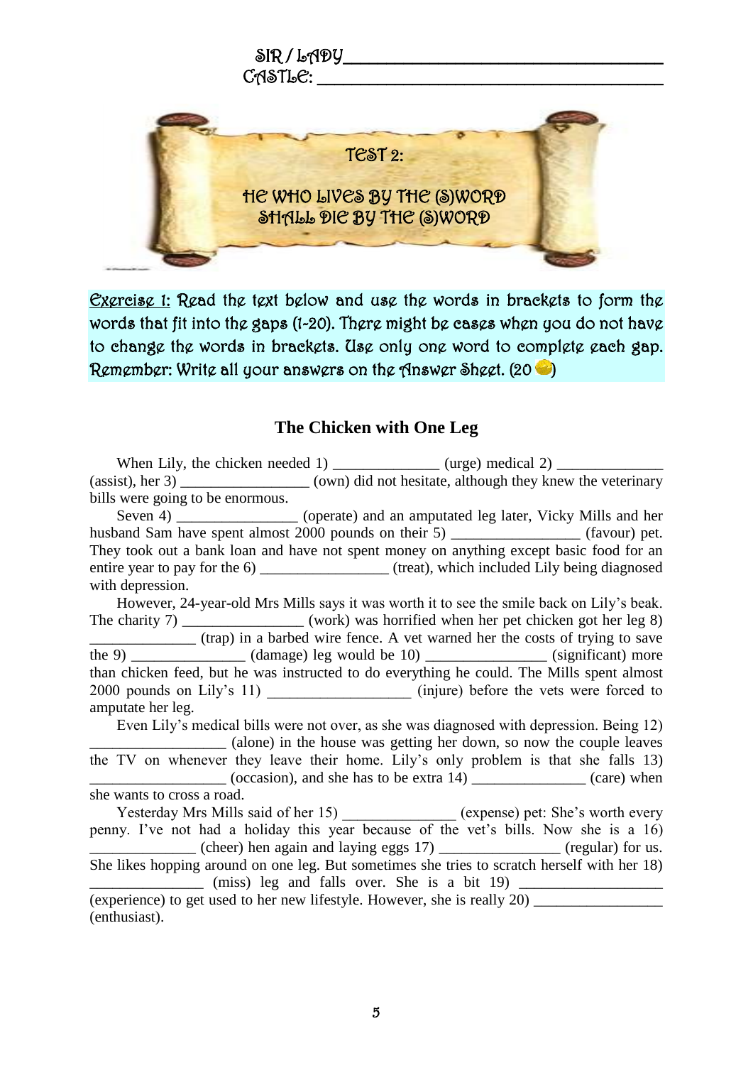SIR / LADY ________________________________
CASTLE: ________________________________

## TEST 2:

## HE WHO LIVES BY THE (S)WORD SHALL DIE BY THE (S)WORD

Exercise 1: Read the text below and use the words in brackets to form the words that fit into the gaps (1-20). There might be cases when you do not have to change the words in brackets. Use only one word to complete each gap. Remember: Write all your answers on the Answer Sheet. (20 )

### The Chicken with One Leg

When Lily, the chicken needed 1) _____________ (urge) medical 2) _____________ (assist), her 3) ________________ (own) did not hesitate, although they knew the veterinary bills were going to be enormous.

Seven 4) _______________ (operate) and an amputated leg later, Vicky Mills and her husband Sam have spent almost 2000 pounds on their 5) ________________ (favour) pet. They took out a bank loan and have not spent money on anything except basic food for an entire year to pay for the 6) ________________ (treat), which included Lily being diagnosed with depression.

However, 24-year-old Mrs Mills says it was worth it to see the smile back on Lily's beak. The charity 7) _______________ (work) was horrified when her pet chicken got her leg 8) _____________ (trap) in a barbed wire fence. A vet warned her the costs of trying to save the 9) ______________ (damage) leg would be 10) _______________ (significant) more than chicken feed, but he was instructed to do everything he could. The Mills spent almost 2000 pounds on Lily's 11) __________________ (injure) before the vets were forced to amputate her leg.

Even Lily's medical bills were not over, as she was diagnosed with depression. Being 12) _________________ (alone) in the house was getting her down, so now the couple leaves the TV on whenever they leave their home. Lily's only problem is that she falls 13) _________________ (occasion), and she has to be extra 14) ______________ (care) when she wants to cross a road.

Yesterday Mrs Mills said of her 15) ______________ (expense) pet: She's worth every penny. I've not had a holiday this year because of the vet's bills. Now she is a 16) _____________ (cheer) hen again and laying eggs 17) _______________ (regular) for us. She likes hopping around on one leg. But sometimes she tries to scratch herself with her 18) _______________ (miss) leg and falls over. She is a bit 19) __________________ (experience) to get used to her new lifestyle. However, she is really 20) ________________ (enthusiast).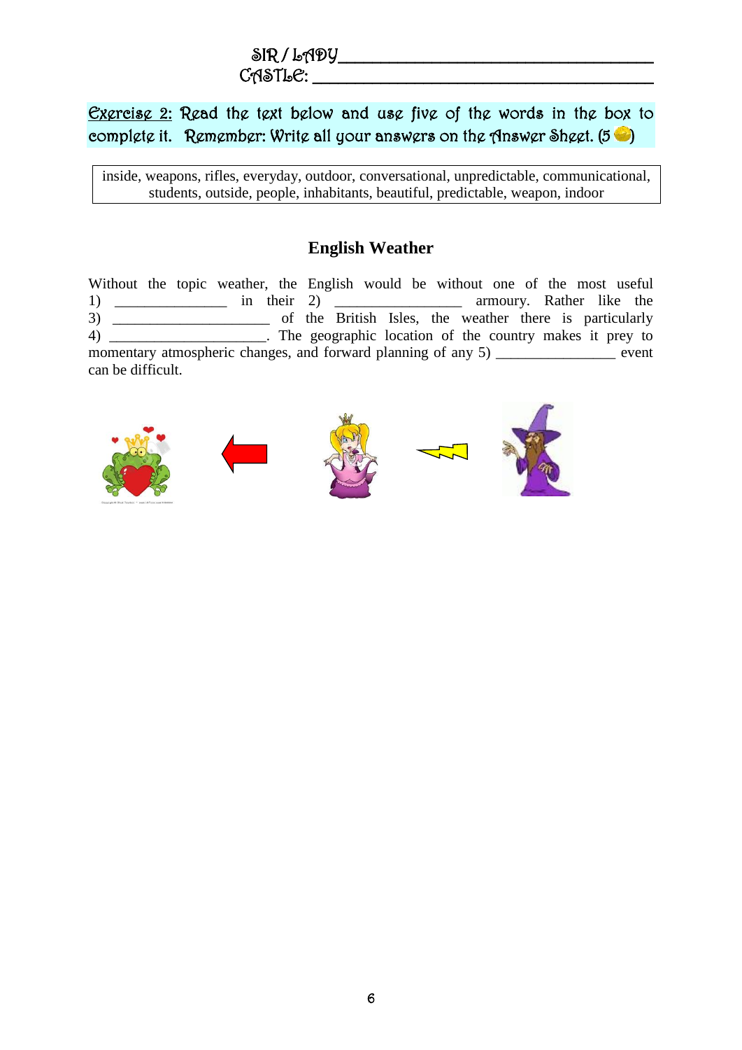SIR / LADY_________________________________

CASTLE: _________________________________

**Exercise 2:** Read the text below and use five of the words in the box to complete it. Remember: Write all your answers on the Answer Sheet. (5 )

| inside, weapons, rifles, everyday, outdoor, conversational, unpredictable, communicational, students, outside, people, inhabitants, beautiful, predictable, weapon, indoor |
|---|

## English Weather

Without the topic weather, the English would be without one of the most useful 1) _______________ in their 2) _________________ armoury. Rather like the 3) _____________________ of the British Isles, the weather there is particularly 4) _____________________. The geographic location of the country makes it prey to momentary atmospheric changes, and forward planning of any 5) ________________ event can be difficult.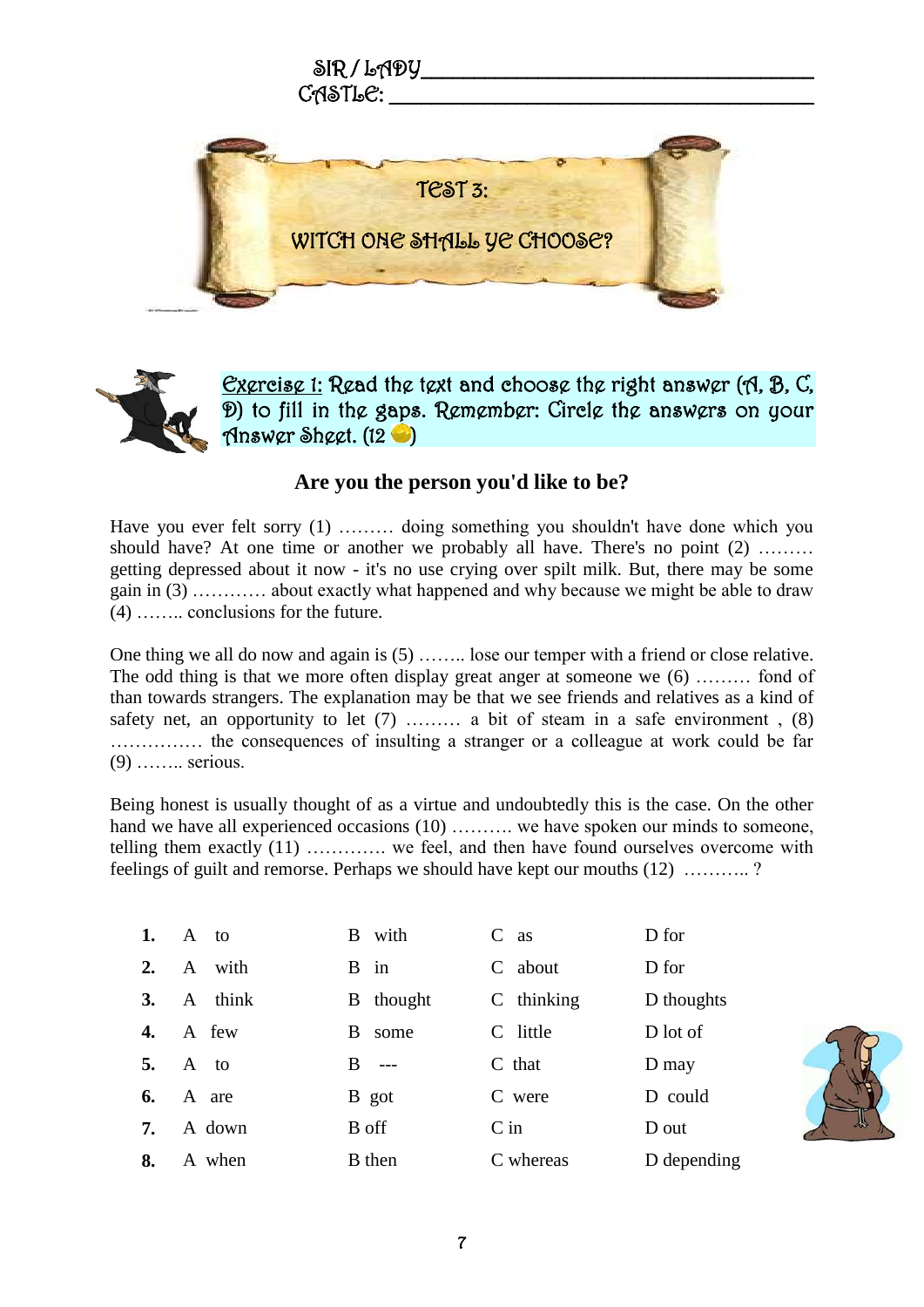SIR / LADY ___________________________________
CASTLE: ___________________________________

# TEST 3:

## WITCH ONE SHALL YE CHOOSE?

Exercise 1: Read the text and choose the right answer (A, B, C, D) to fill in the gaps. Remember: Circle the answers on your Answer Sheet. (12 )

### Are you the person you'd like to be?

Have you ever felt sorry (1) ……… doing something you shouldn't have done which you should have? At one time or another we probably all have. There's no point (2) ……… getting depressed about it now - it's no use crying over spilt milk. But, there may be some gain in (3) ………… about exactly what happened and why because we might be able to draw (4) …….. conclusions for the future.

One thing we all do now and again is (5) …….. lose our temper with a friend or close relative. The odd thing is that we more often display great anger at someone we (6) ……… fond of than towards strangers. The explanation may be that we see friends and relatives as a kind of safety net, an opportunity to let (7) ……… a bit of steam in a safe environment , (8) …………… the consequences of insulting a stranger or a colleague at work could be far (9) …….. serious.

Being honest is usually thought of as a virtue and undoubtedly this is the case. On the other hand we have all experienced occasions (10) ………. we have spoken our minds to someone, telling them exactly (11) …………. we feel, and then have found ourselves overcome with feelings of guilt and remorse. Perhaps we should have kept our mouths (12) ……….. ?

| | | | | |
|---|---|---|---|---|
| **1.** | A to | B with | C as | D for |
| **2.** | A with | B in | C about | D for |
| **3.** | A think | B thought | C thinking | D thoughts |
| **4.** | A few | B some | C little | D lot of |
| **5.** | A to | B --- | C that | D may |
| **6.** | A are | B got | C were | D could |
| **7.** | A down | B off | C in | D out |
| **8.** | A when | B then | C whereas | D depending |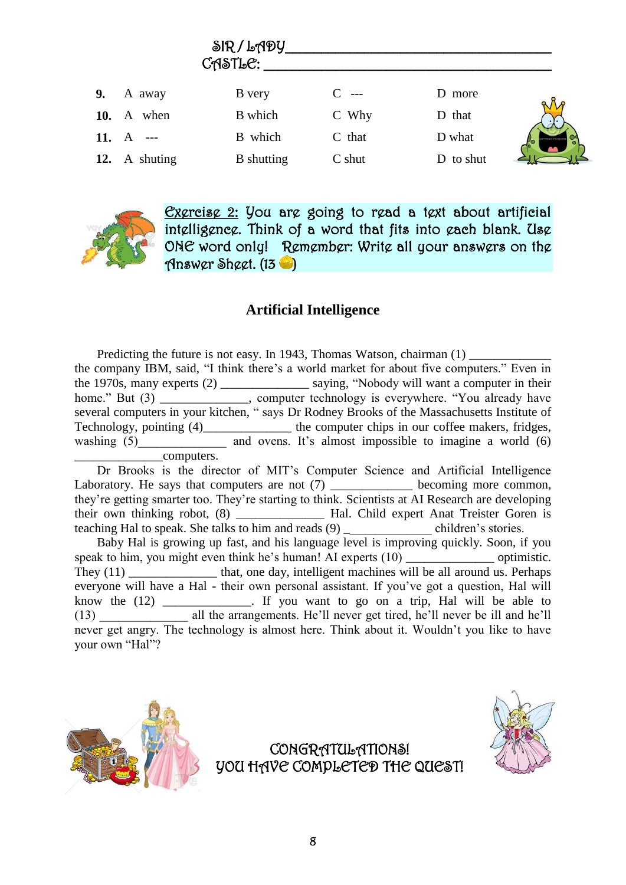SIR / LADY______________________________________
CASTLE: ________________________________________

| | | | | |
|---|---|---|---|---|
| **9.** | A away | B very | C --- | D more |
| **10.** | A when | B which | C Why | D that |
| **11.** | A --- | B which | C that | D what |
| **12.** | A shuting | B shutting | C shut | D to shut |

Exercise 2: You are going to read a text about artificial intelligence. Think of a word that fits into each blank. Use ONE word only! Remember: Write all your answers on the Answer Sheet. (13 )

## Artificial Intelligence

Predicting the future is not easy. In 1943, Thomas Watson, chairman (1) _____________ the company IBM, said, "I think there's a world market for about five computers." Even in the 1970s, many experts (2) ______________ saying, "Nobody will want a computer in their home." But (3) ______________, computer technology is everywhere. "You already have several computers in your kitchen, " says Dr Rodney Brooks of the Massachusetts Institute of Technology, pointing (4)______________ the computer chips in our coffee makers, fridges, washing (5)______________ and ovens. It's almost impossible to imagine a world (6) ______________computers.

Dr Brooks is the director of MIT's Computer Science and Artificial Intelligence Laboratory. He says that computers are not (7) _____________ becoming more common, they're getting smarter too. They're starting to think. Scientists at AI Research are developing their own thinking robot, (8) ______________ Hal. Child expert Anat Treister Goren is teaching Hal to speak. She talks to him and reads (9) _____________ children's stories.

Baby Hal is growing up fast, and his language level is improving quickly. Soon, if you speak to him, you might even think he's human! AI experts (10) ______________ optimistic. They (11) ______________ that, one day, intelligent machines will be all around us. Perhaps everyone will have a Hal - their own personal assistant. If you've got a question, Hal will know the (12) ______________. If you want to go on a trip, Hal will be able to (13) ______________ all the arrangements. He'll never get tired, he'll never be ill and he'll never get angry. The technology is almost here. Think about it. Wouldn't you like to have your own "Hal"?

CONGRATULATIONS!
YOU HAVE COMPLETED THE QUEST!